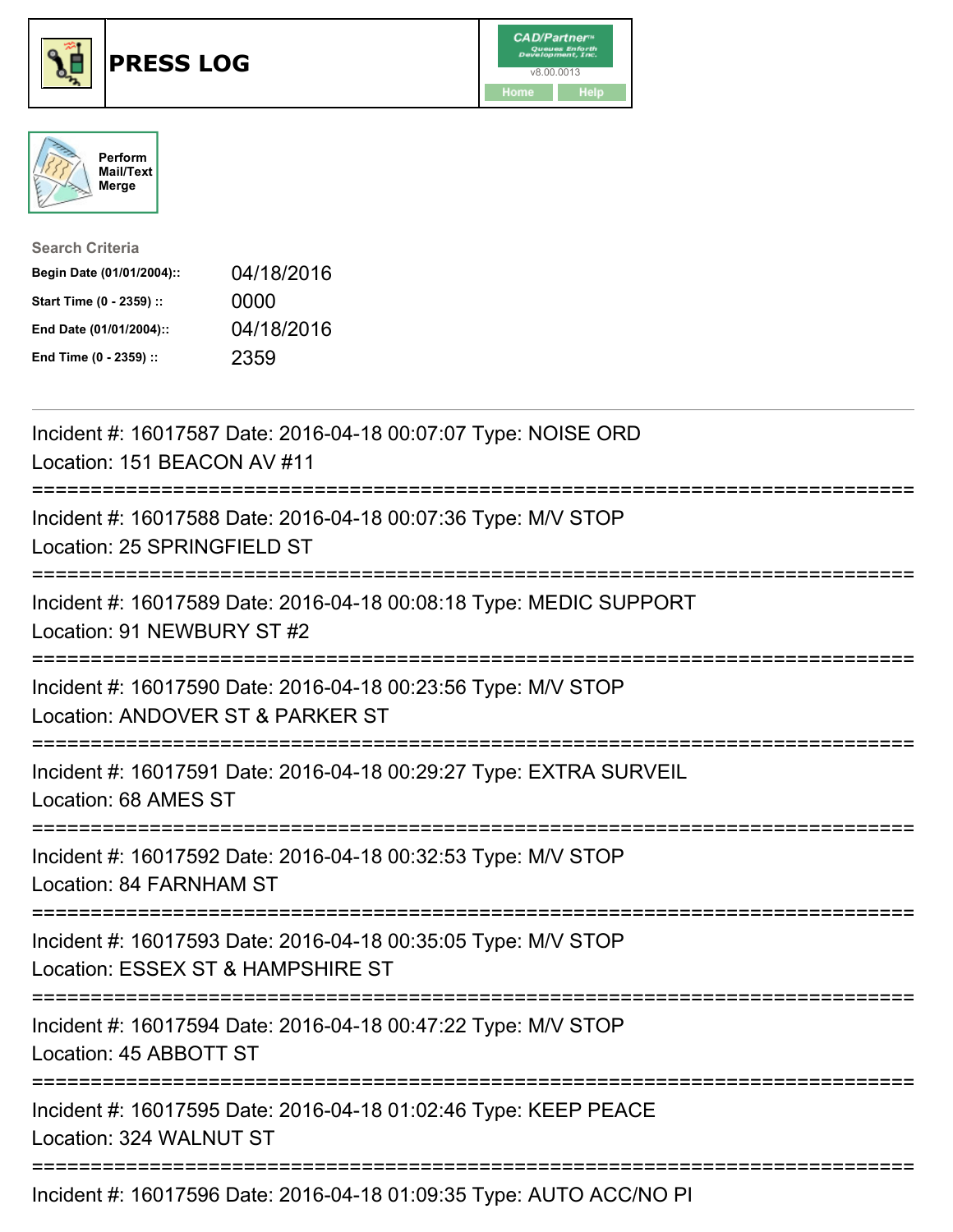# PRESS LOG

CAD/Partner™
v8.00.0013
Home Help

Perform Mail/Text Merge

**Search Criteria**

| | |
|---|---|
| **Begin Date (01/01/2004)::** | 04/18/2016 |
| **Start Time (0 - 2359) ::** | 0000 |
| **End Date (01/01/2004)::** | 04/18/2016 |
| **End Time (0 - 2359) ::** | 2359 |

---

Incident #: 16017587 Date: 2016-04-18 00:07:07 Type: NOISE ORD
Location: 151 BEACON AV #11

===========================================================================

Incident #: 16017588 Date: 2016-04-18 00:07:36 Type: M/V STOP
Location: 25 SPRINGFIELD ST

===========================================================================

Incident #: 16017589 Date: 2016-04-18 00:08:18 Type: MEDIC SUPPORT
Location: 91 NEWBURY ST #2

===========================================================================

Incident #: 16017590 Date: 2016-04-18 00:23:56 Type: M/V STOP
Location: ANDOVER ST & PARKER ST

===========================================================================

Incident #: 16017591 Date: 2016-04-18 00:29:27 Type: EXTRA SURVEIL
Location: 68 AMES ST

===========================================================================

Incident #: 16017592 Date: 2016-04-18 00:32:53 Type: M/V STOP
Location: 84 FARNHAM ST

===========================================================================

Incident #: 16017593 Date: 2016-04-18 00:35:05 Type: M/V STOP
Location: ESSEX ST & HAMPSHIRE ST

===========================================================================

Incident #: 16017594 Date: 2016-04-18 00:47:22 Type: M/V STOP
Location: 45 ABBOTT ST

===========================================================================

Incident #: 16017595 Date: 2016-04-18 01:02:46 Type: KEEP PEACE
Location: 324 WALNUT ST

===========================================================================

Incident #: 16017596 Date: 2016-04-18 01:09:35 Type: AUTO ACC/NO PI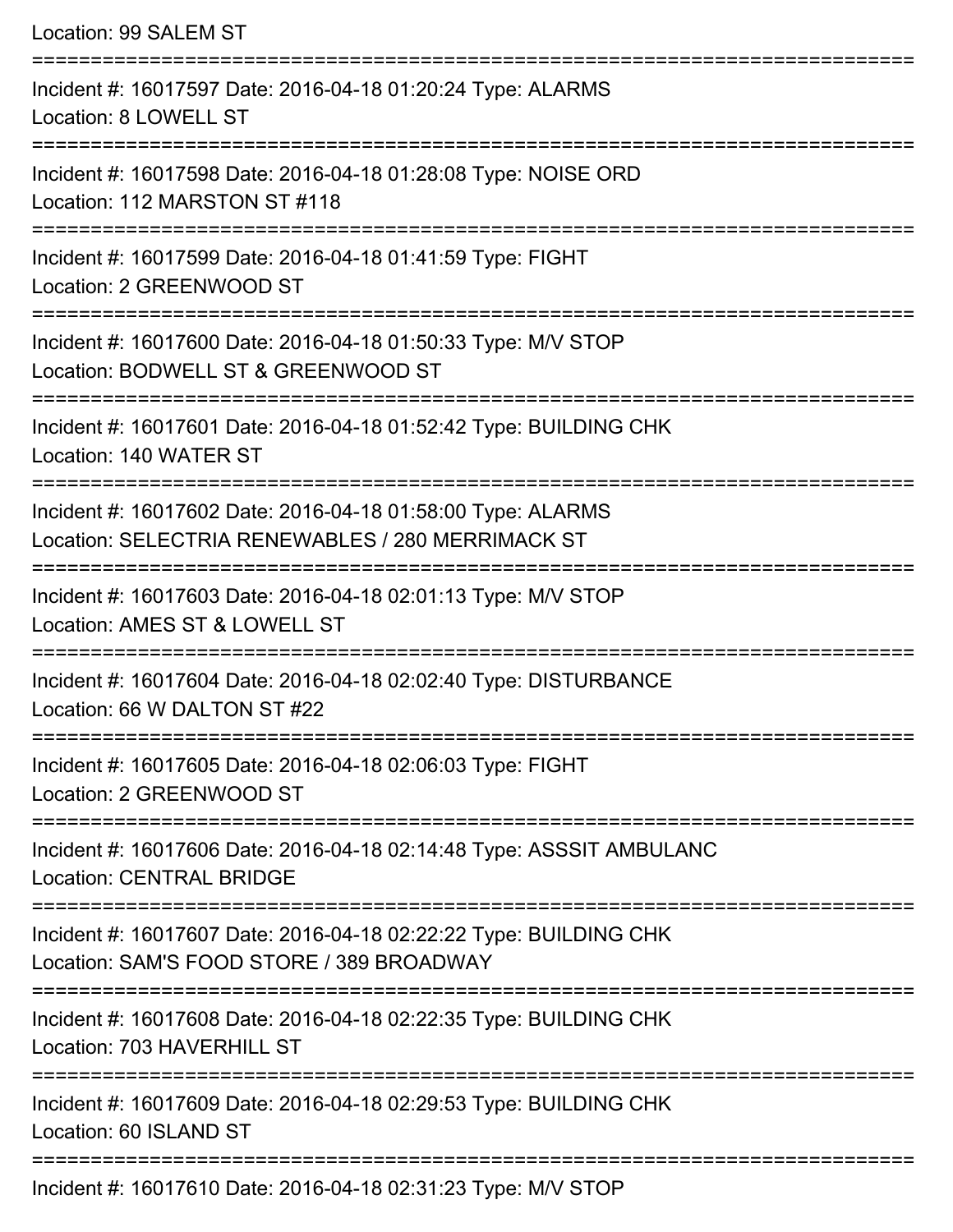Location: 99 SALEM ST

===========================================================================

Incident #: 16017597 Date: 2016-04-18 01:20:24 Type: ALARMS

Location: 8 LOWELL ST

===========================================================================

Incident #: 16017598 Date: 2016-04-18 01:28:08 Type: NOISE ORD

Location: 112 MARSTON ST #118

===========================================================================

Incident #: 16017599 Date: 2016-04-18 01:41:59 Type: FIGHT

Location: 2 GREENWOOD ST

===========================================================================

Incident #: 16017600 Date: 2016-04-18 01:50:33 Type: M/V STOP

Location: BODWELL ST & GREENWOOD ST

===========================================================================

Incident #: 16017601 Date: 2016-04-18 01:52:42 Type: BUILDING CHK

Location: 140 WATER ST

===========================================================================

Incident #: 16017602 Date: 2016-04-18 01:58:00 Type: ALARMS

Location: SELECTRIA RENEWABLES / 280 MERRIMACK ST

===========================================================================

Incident #: 16017603 Date: 2016-04-18 02:01:13 Type: M/V STOP

Location: AMES ST & LOWELL ST

===========================================================================

Incident #: 16017604 Date: 2016-04-18 02:02:40 Type: DISTURBANCE

Location: 66 W DALTON ST #22

===========================================================================

Incident #: 16017605 Date: 2016-04-18 02:06:03 Type: FIGHT

Location: 2 GREENWOOD ST

===========================================================================

Incident #: 16017606 Date: 2016-04-18 02:14:48 Type: ASSSIT AMBULANC

Location: CENTRAL BRIDGE

===========================================================================

Incident #: 16017607 Date: 2016-04-18 02:22:22 Type: BUILDING CHK

Location: SAM'S FOOD STORE / 389 BROADWAY

===========================================================================

Incident #: 16017608 Date: 2016-04-18 02:22:35 Type: BUILDING CHK

Location: 703 HAVERHILL ST

===========================================================================

Incident #: 16017609 Date: 2016-04-18 02:29:53 Type: BUILDING CHK

Location: 60 ISLAND ST

===========================================================================

Incident #: 16017610 Date: 2016-04-18 02:31:23 Type: M/V STOP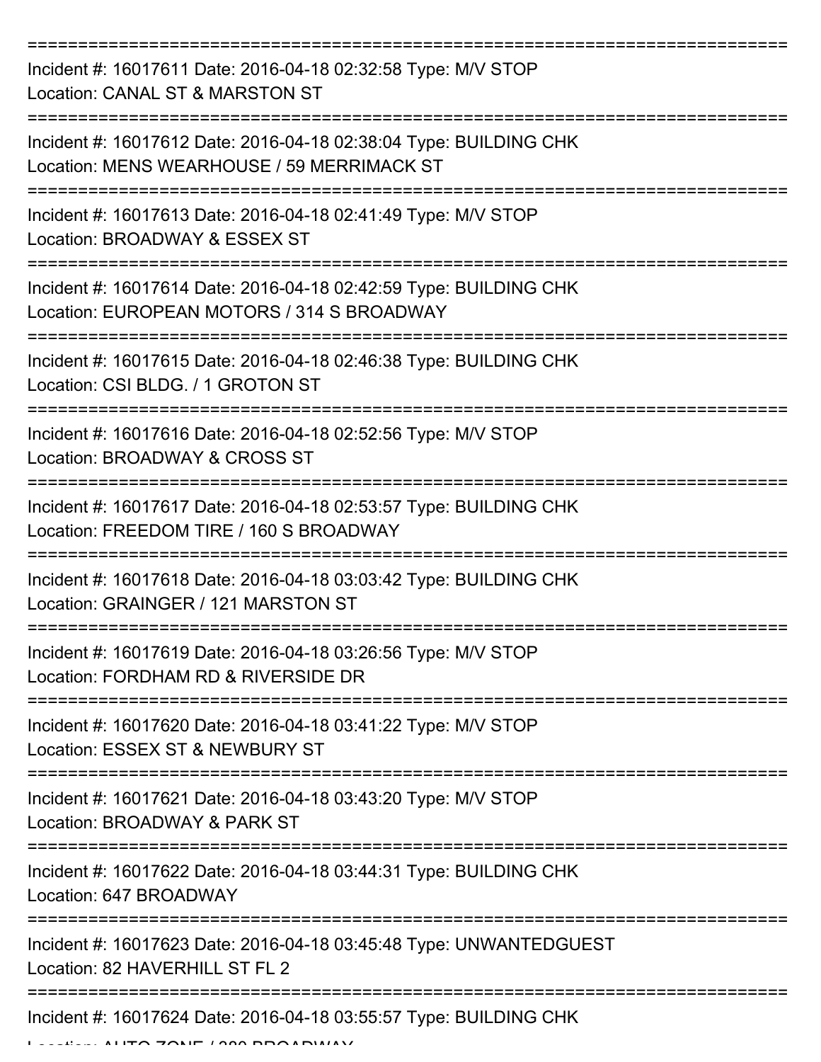===========================================================================

Incident #: 16017611 Date: 2016-04-18 02:32:58 Type: M/V STOP
Location: CANAL ST & MARSTON ST

===========================================================================

Incident #: 16017612 Date: 2016-04-18 02:38:04 Type: BUILDING CHK
Location: MENS WEARHOUSE / 59 MERRIMACK ST

===========================================================================

Incident #: 16017613 Date: 2016-04-18 02:41:49 Type: M/V STOP
Location: BROADWAY & ESSEX ST

===========================================================================

Incident #: 16017614 Date: 2016-04-18 02:42:59 Type: BUILDING CHK
Location: EUROPEAN MOTORS / 314 S BROADWAY

===========================================================================

Incident #: 16017615 Date: 2016-04-18 02:46:38 Type: BUILDING CHK
Location: CSI BLDG. / 1 GROTON ST

===========================================================================

Incident #: 16017616 Date: 2016-04-18 02:52:56 Type: M/V STOP
Location: BROADWAY & CROSS ST

===========================================================================

Incident #: 16017617 Date: 2016-04-18 02:53:57 Type: BUILDING CHK
Location: FREEDOM TIRE / 160 S BROADWAY

===========================================================================

Incident #: 16017618 Date: 2016-04-18 03:03:42 Type: BUILDING CHK
Location: GRAINGER / 121 MARSTON ST

===========================================================================

Incident #: 16017619 Date: 2016-04-18 03:26:56 Type: M/V STOP
Location: FORDHAM RD & RIVERSIDE DR

===========================================================================

Incident #: 16017620 Date: 2016-04-18 03:41:22 Type: M/V STOP
Location: ESSEX ST & NEWBURY ST

===========================================================================

Incident #: 16017621 Date: 2016-04-18 03:43:20 Type: M/V STOP
Location: BROADWAY & PARK ST

===========================================================================

Incident #: 16017622 Date: 2016-04-18 03:44:31 Type: BUILDING CHK
Location: 647 BROADWAY

===========================================================================

Incident #: 16017623 Date: 2016-04-18 03:45:48 Type: UNWANTEDGUEST
Location: 82 HAVERHILL ST FL 2

===========================================================================

Incident #: 16017624 Date: 2016-04-18 03:55:57 Type: BUILDING CHK
Location: AUTO ZONE / 380 BROADWAY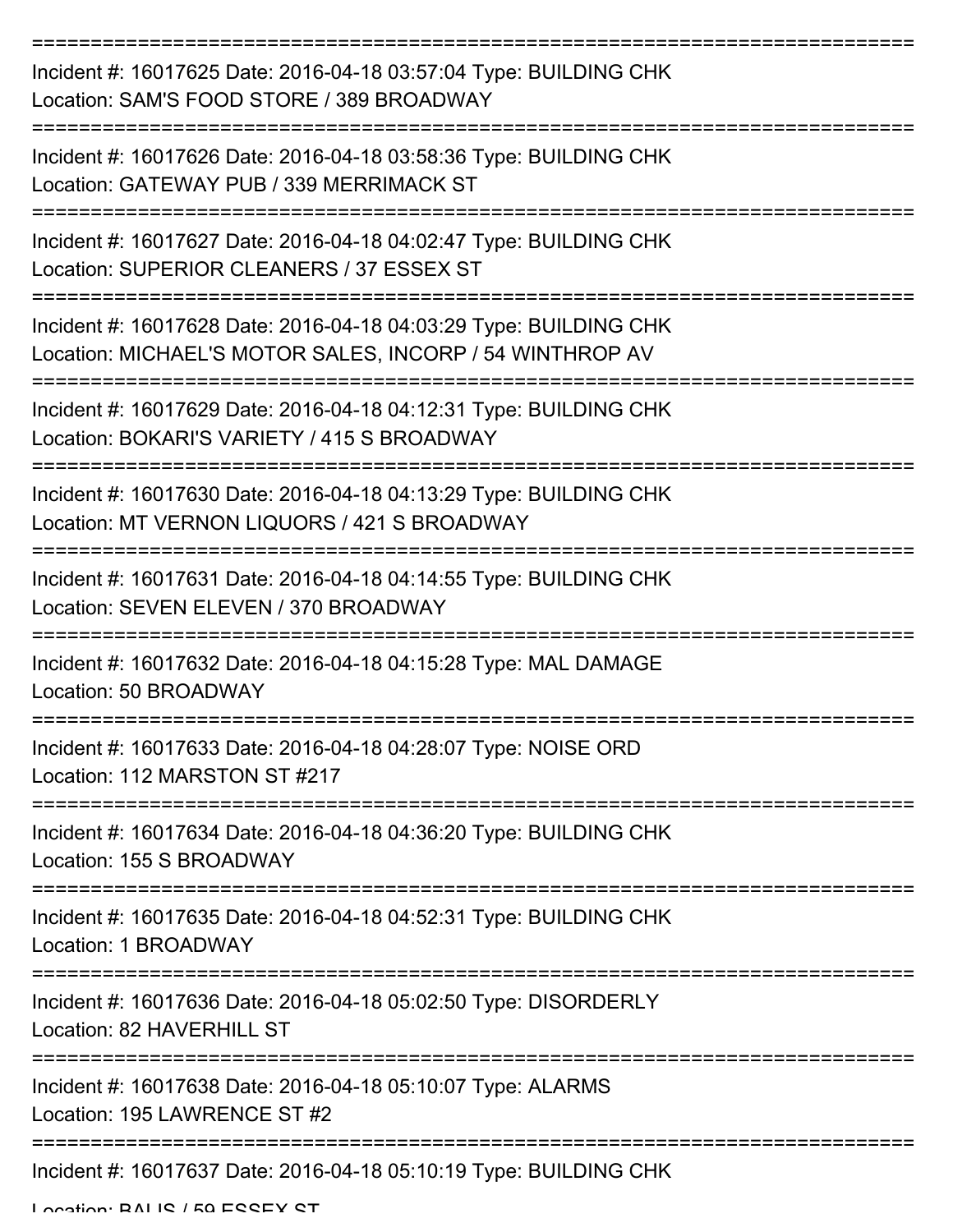===========================================================================

Incident #: 16017625 Date: 2016-04-18 03:57:04 Type: BUILDING CHK
Location: SAM'S FOOD STORE / 389 BROADWAY

===========================================================================

Incident #: 16017626 Date: 2016-04-18 03:58:36 Type: BUILDING CHK
Location: GATEWAY PUB / 339 MERRIMACK ST

===========================================================================

Incident #: 16017627 Date: 2016-04-18 04:02:47 Type: BUILDING CHK
Location: SUPERIOR CLEANERS / 37 ESSEX ST

===========================================================================

Incident #: 16017628 Date: 2016-04-18 04:03:29 Type: BUILDING CHK
Location: MICHAEL'S MOTOR SALES, INCORP / 54 WINTHROP AV

===========================================================================

Incident #: 16017629 Date: 2016-04-18 04:12:31 Type: BUILDING CHK
Location: BOKARI'S VARIETY / 415 S BROADWAY

===========================================================================

Incident #: 16017630 Date: 2016-04-18 04:13:29 Type: BUILDING CHK
Location: MT VERNON LIQUORS / 421 S BROADWAY

===========================================================================

Incident #: 16017631 Date: 2016-04-18 04:14:55 Type: BUILDING CHK
Location: SEVEN ELEVEN / 370 BROADWAY

===========================================================================

Incident #: 16017632 Date: 2016-04-18 04:15:28 Type: MAL DAMAGE
Location: 50 BROADWAY

===========================================================================

Incident #: 16017633 Date: 2016-04-18 04:28:07 Type: NOISE ORD
Location: 112 MARSTON ST #217

===========================================================================

Incident #: 16017634 Date: 2016-04-18 04:36:20 Type: BUILDING CHK
Location: 155 S BROADWAY

===========================================================================

Incident #: 16017635 Date: 2016-04-18 04:52:31 Type: BUILDING CHK
Location: 1 BROADWAY

===========================================================================

Incident #: 16017636 Date: 2016-04-18 05:02:50 Type: DISORDERLY
Location: 82 HAVERHILL ST

===========================================================================

Incident #: 16017638 Date: 2016-04-18 05:10:07 Type: ALARMS
Location: 195 LAWRENCE ST #2

===========================================================================

Incident #: 16017637 Date: 2016-04-18 05:10:19 Type: BUILDING CHK
Location: BALIS / 59 ESSEX ST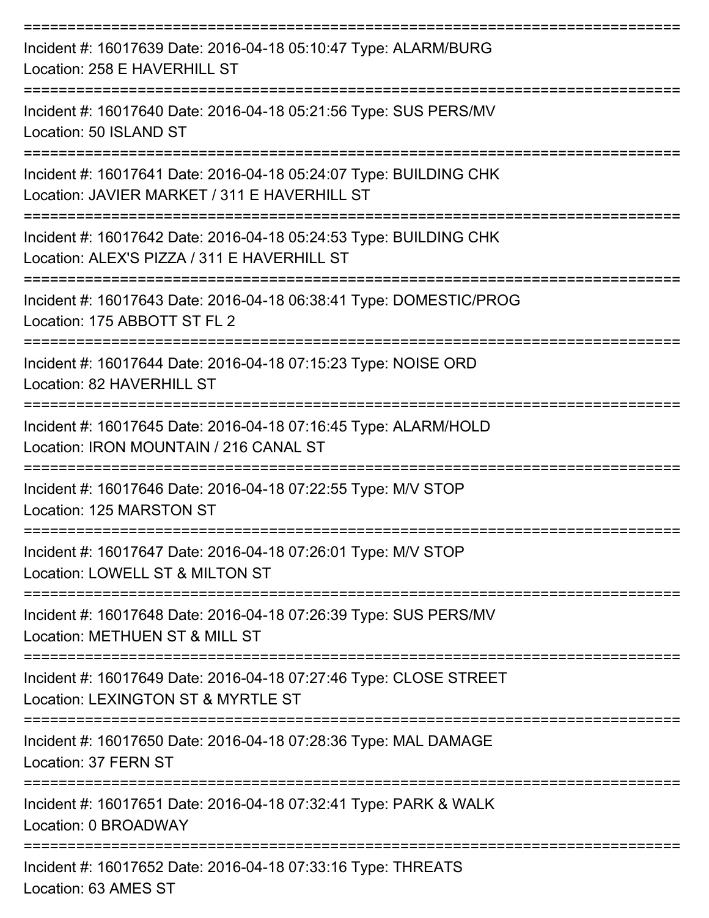===========================================================================

Incident #: 16017639 Date: 2016-04-18 05:10:47 Type: ALARM/BURG
Location: 258 E HAVERHILL ST

===========================================================================

Incident #: 16017640 Date: 2016-04-18 05:21:56 Type: SUS PERS/MV
Location: 50 ISLAND ST

===========================================================================

Incident #: 16017641 Date: 2016-04-18 05:24:07 Type: BUILDING CHK
Location: JAVIER MARKET / 311 E HAVERHILL ST

===========================================================================

Incident #: 16017642 Date: 2016-04-18 05:24:53 Type: BUILDING CHK
Location: ALEX'S PIZZA / 311 E HAVERHILL ST

===========================================================================

Incident #: 16017643 Date: 2016-04-18 06:38:41 Type: DOMESTIC/PROG
Location: 175 ABBOTT ST FL 2

===========================================================================

Incident #: 16017644 Date: 2016-04-18 07:15:23 Type: NOISE ORD
Location: 82 HAVERHILL ST

===========================================================================

Incident #: 16017645 Date: 2016-04-18 07:16:45 Type: ALARM/HOLD
Location: IRON MOUNTAIN / 216 CANAL ST

===========================================================================

Incident #: 16017646 Date: 2016-04-18 07:22:55 Type: M/V STOP
Location: 125 MARSTON ST

===========================================================================

Incident #: 16017647 Date: 2016-04-18 07:26:01 Type: M/V STOP
Location: LOWELL ST & MILTON ST

===========================================================================

Incident #: 16017648 Date: 2016-04-18 07:26:39 Type: SUS PERS/MV
Location: METHUEN ST & MILL ST

===========================================================================

Incident #: 16017649 Date: 2016-04-18 07:27:46 Type: CLOSE STREET
Location: LEXINGTON ST & MYRTLE ST

===========================================================================

Incident #: 16017650 Date: 2016-04-18 07:28:36 Type: MAL DAMAGE
Location: 37 FERN ST

===========================================================================

Incident #: 16017651 Date: 2016-04-18 07:32:41 Type: PARK & WALK
Location: 0 BROADWAY

===========================================================================

Incident #: 16017652 Date: 2016-04-18 07:33:16 Type: THREATS
Location: 63 AMES ST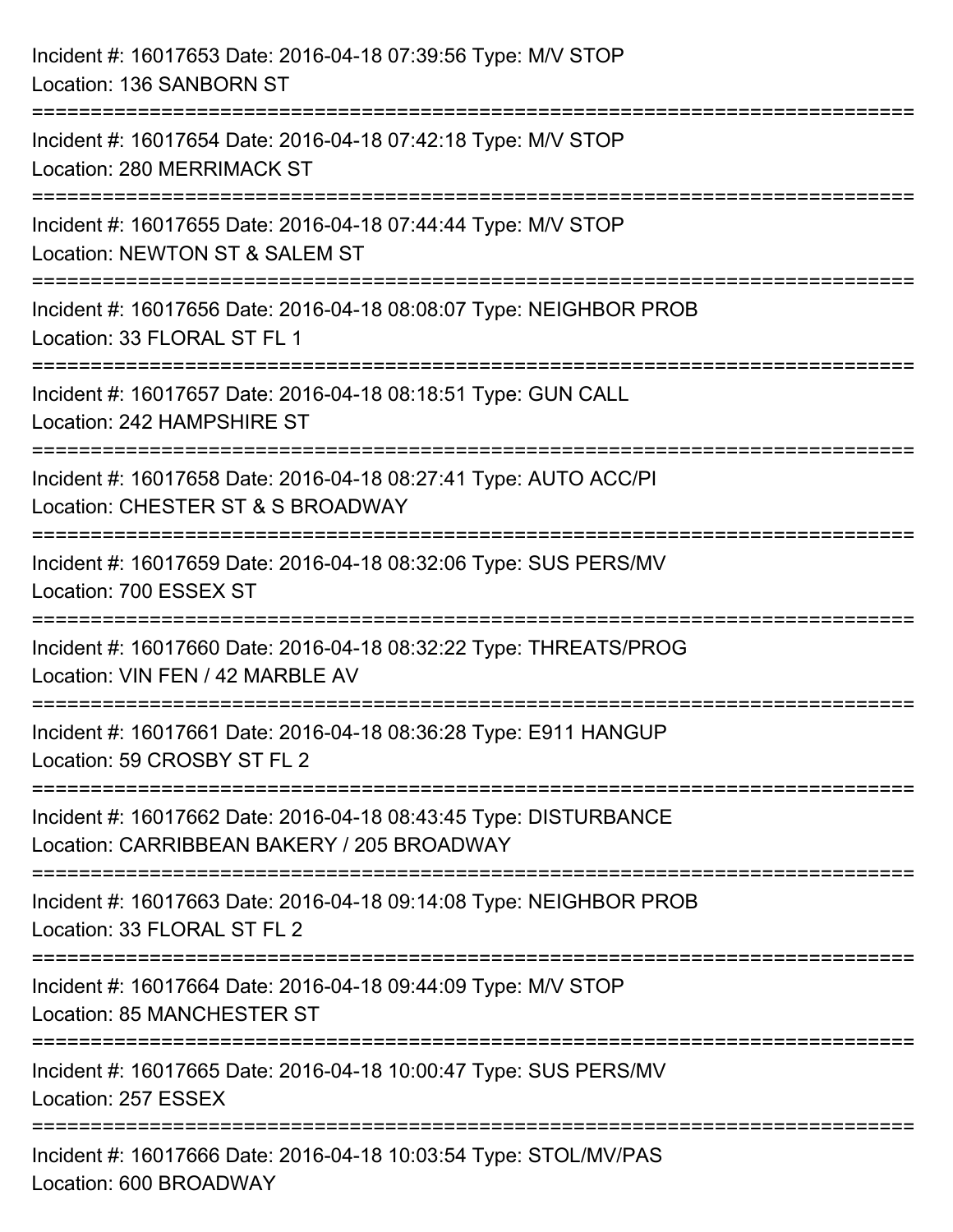Incident #: 16017653 Date: 2016-04-18 07:39:56 Type: M/V STOP
Location: 136 SANBORN ST

===========================================================================

Incident #: 16017654 Date: 2016-04-18 07:42:18 Type: M/V STOP
Location: 280 MERRIMACK ST

===========================================================================

Incident #: 16017655 Date: 2016-04-18 07:44:44 Type: M/V STOP
Location: NEWTON ST & SALEM ST

===========================================================================

Incident #: 16017656 Date: 2016-04-18 08:08:07 Type: NEIGHBOR PROB
Location: 33 FLORAL ST FL 1

===========================================================================

Incident #: 16017657 Date: 2016-04-18 08:18:51 Type: GUN CALL
Location: 242 HAMPSHIRE ST

===========================================================================

Incident #: 16017658 Date: 2016-04-18 08:27:41 Type: AUTO ACC/PI
Location: CHESTER ST & S BROADWAY

===========================================================================

Incident #: 16017659 Date: 2016-04-18 08:32:06 Type: SUS PERS/MV
Location: 700 ESSEX ST

===========================================================================

Incident #: 16017660 Date: 2016-04-18 08:32:22 Type: THREATS/PROG
Location: VIN FEN / 42 MARBLE AV

===========================================================================

Incident #: 16017661 Date: 2016-04-18 08:36:28 Type: E911 HANGUP
Location: 59 CROSBY ST FL 2

===========================================================================

Incident #: 16017662 Date: 2016-04-18 08:43:45 Type: DISTURBANCE
Location: CARRIBBEAN BAKERY / 205 BROADWAY

===========================================================================

Incident #: 16017663 Date: 2016-04-18 09:14:08 Type: NEIGHBOR PROB
Location: 33 FLORAL ST FL 2

===========================================================================

Incident #: 16017664 Date: 2016-04-18 09:44:09 Type: M/V STOP
Location: 85 MANCHESTER ST

===========================================================================

Incident #: 16017665 Date: 2016-04-18 10:00:47 Type: SUS PERS/MV
Location: 257 ESSEX

===========================================================================

Incident #: 16017666 Date: 2016-04-18 10:03:54 Type: STOL/MV/PAS
Location: 600 BROADWAY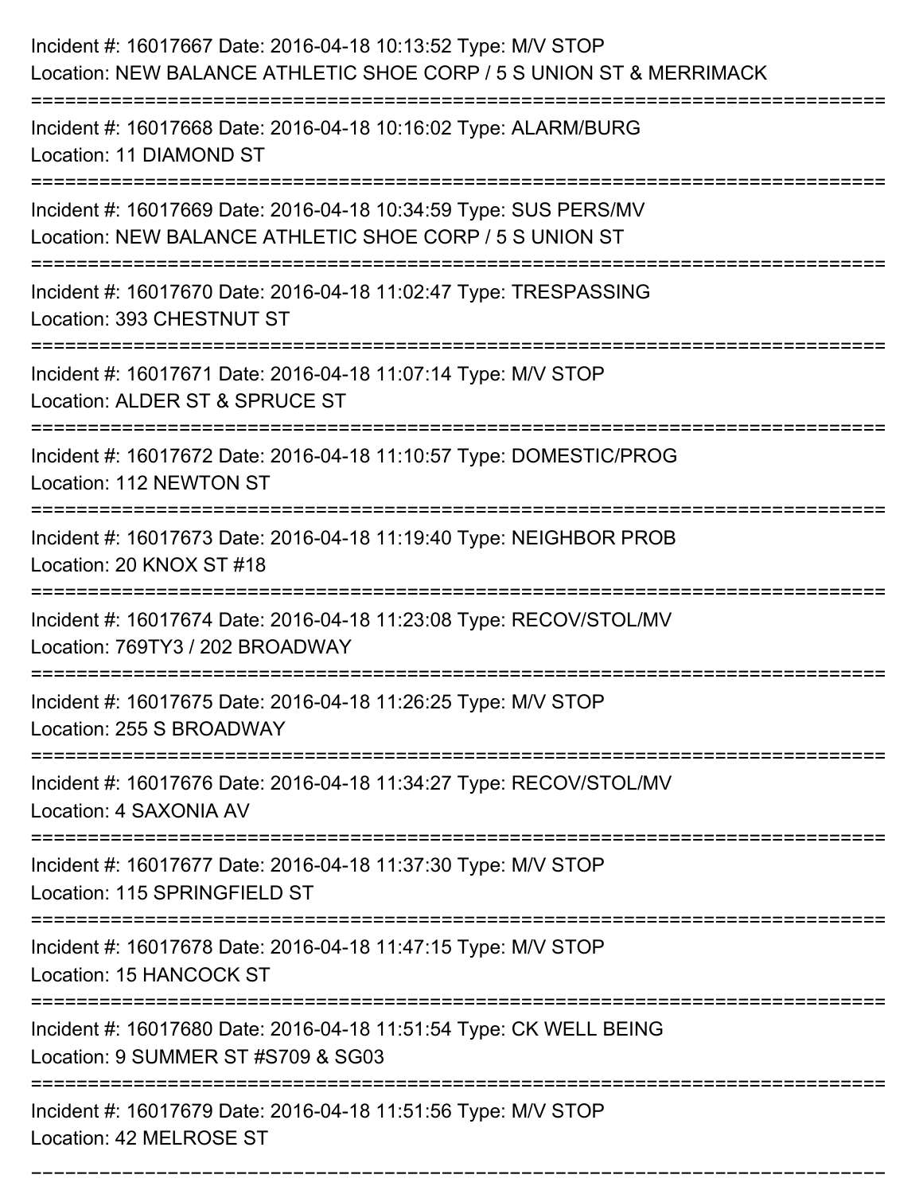Incident #: 16017667 Date: 2016-04-18 10:13:52 Type: M/V STOP
Location: NEW BALANCE ATHLETIC SHOE CORP / 5 S UNION ST & MERRIMACK

===========================================================================

Incident #: 16017668 Date: 2016-04-18 10:16:02 Type: ALARM/BURG
Location: 11 DIAMOND ST

===========================================================================

Incident #: 16017669 Date: 2016-04-18 10:34:59 Type: SUS PERS/MV
Location: NEW BALANCE ATHLETIC SHOE CORP / 5 S UNION ST

===========================================================================

Incident #: 16017670 Date: 2016-04-18 11:02:47 Type: TRESPASSING
Location: 393 CHESTNUT ST

===========================================================================

Incident #: 16017671 Date: 2016-04-18 11:07:14 Type: M/V STOP
Location: ALDER ST & SPRUCE ST

===========================================================================

Incident #: 16017672 Date: 2016-04-18 11:10:57 Type: DOMESTIC/PROG
Location: 112 NEWTON ST

===========================================================================

Incident #: 16017673 Date: 2016-04-18 11:19:40 Type: NEIGHBOR PROB
Location: 20 KNOX ST #18

===========================================================================

Incident #: 16017674 Date: 2016-04-18 11:23:08 Type: RECOV/STOL/MV
Location: 769TY3 / 202 BROADWAY

===========================================================================

Incident #: 16017675 Date: 2016-04-18 11:26:25 Type: M/V STOP
Location: 255 S BROADWAY

===========================================================================

Incident #: 16017676 Date: 2016-04-18 11:34:27 Type: RECOV/STOL/MV
Location: 4 SAXONIA AV

===========================================================================

Incident #: 16017677 Date: 2016-04-18 11:37:30 Type: M/V STOP
Location: 115 SPRINGFIELD ST

===========================================================================

Incident #: 16017678 Date: 2016-04-18 11:47:15 Type: M/V STOP
Location: 15 HANCOCK ST

===========================================================================

Incident #: 16017680 Date: 2016-04-18 11:51:54 Type: CK WELL BEING
Location: 9 SUMMER ST #S709 & SG03

===========================================================================

Incident #: 16017679 Date: 2016-04-18 11:51:56 Type: M/V STOP
Location: 42 MELROSE ST

===========================================================================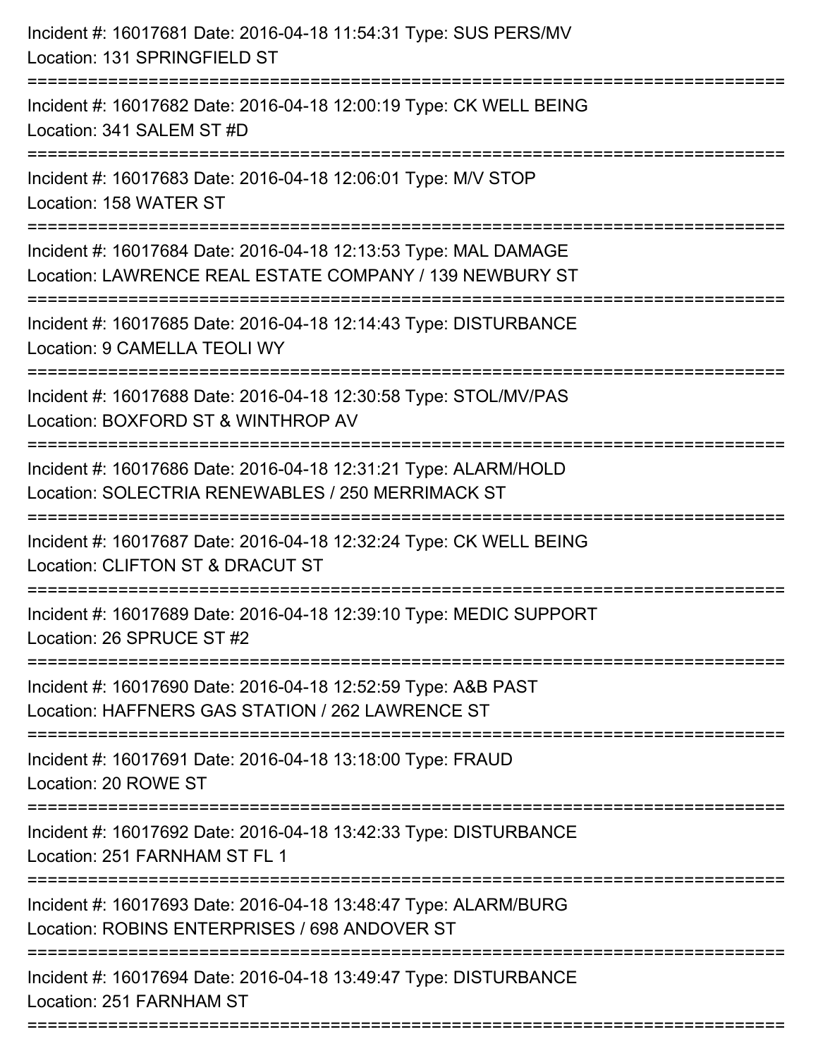Incident #: 16017681 Date: 2016-04-18 11:54:31 Type: SUS PERS/MV
Location: 131 SPRINGFIELD ST

===========================================================================

Incident #: 16017682 Date: 2016-04-18 12:00:19 Type: CK WELL BEING
Location: 341 SALEM ST #D

===========================================================================

Incident #: 16017683 Date: 2016-04-18 12:06:01 Type: M/V STOP
Location: 158 WATER ST

===========================================================================

Incident #: 16017684 Date: 2016-04-18 12:13:53 Type: MAL DAMAGE
Location: LAWRENCE REAL ESTATE COMPANY / 139 NEWBURY ST

===========================================================================

Incident #: 16017685 Date: 2016-04-18 12:14:43 Type: DISTURBANCE
Location: 9 CAMELLA TEOLI WY

===========================================================================

Incident #: 16017688 Date: 2016-04-18 12:30:58 Type: STOL/MV/PAS
Location: BOXFORD ST & WINTHROP AV

===========================================================================

Incident #: 16017686 Date: 2016-04-18 12:31:21 Type: ALARM/HOLD
Location: SOLECTRIA RENEWABLES / 250 MERRIMACK ST

===========================================================================

Incident #: 16017687 Date: 2016-04-18 12:32:24 Type: CK WELL BEING
Location: CLIFTON ST & DRACUT ST

===========================================================================

Incident #: 16017689 Date: 2016-04-18 12:39:10 Type: MEDIC SUPPORT
Location: 26 SPRUCE ST #2

===========================================================================

Incident #: 16017690 Date: 2016-04-18 12:52:59 Type: A&B PAST
Location: HAFFNERS GAS STATION / 262 LAWRENCE ST

===========================================================================

Incident #: 16017691 Date: 2016-04-18 13:18:00 Type: FRAUD
Location: 20 ROWE ST

===========================================================================

Incident #: 16017692 Date: 2016-04-18 13:42:33 Type: DISTURBANCE
Location: 251 FARNHAM ST FL 1

===========================================================================

Incident #: 16017693 Date: 2016-04-18 13:48:47 Type: ALARM/BURG
Location: ROBINS ENTERPRISES / 698 ANDOVER ST

===========================================================================

Incident #: 16017694 Date: 2016-04-18 13:49:47 Type: DISTURBANCE
Location: 251 FARNHAM ST

===========================================================================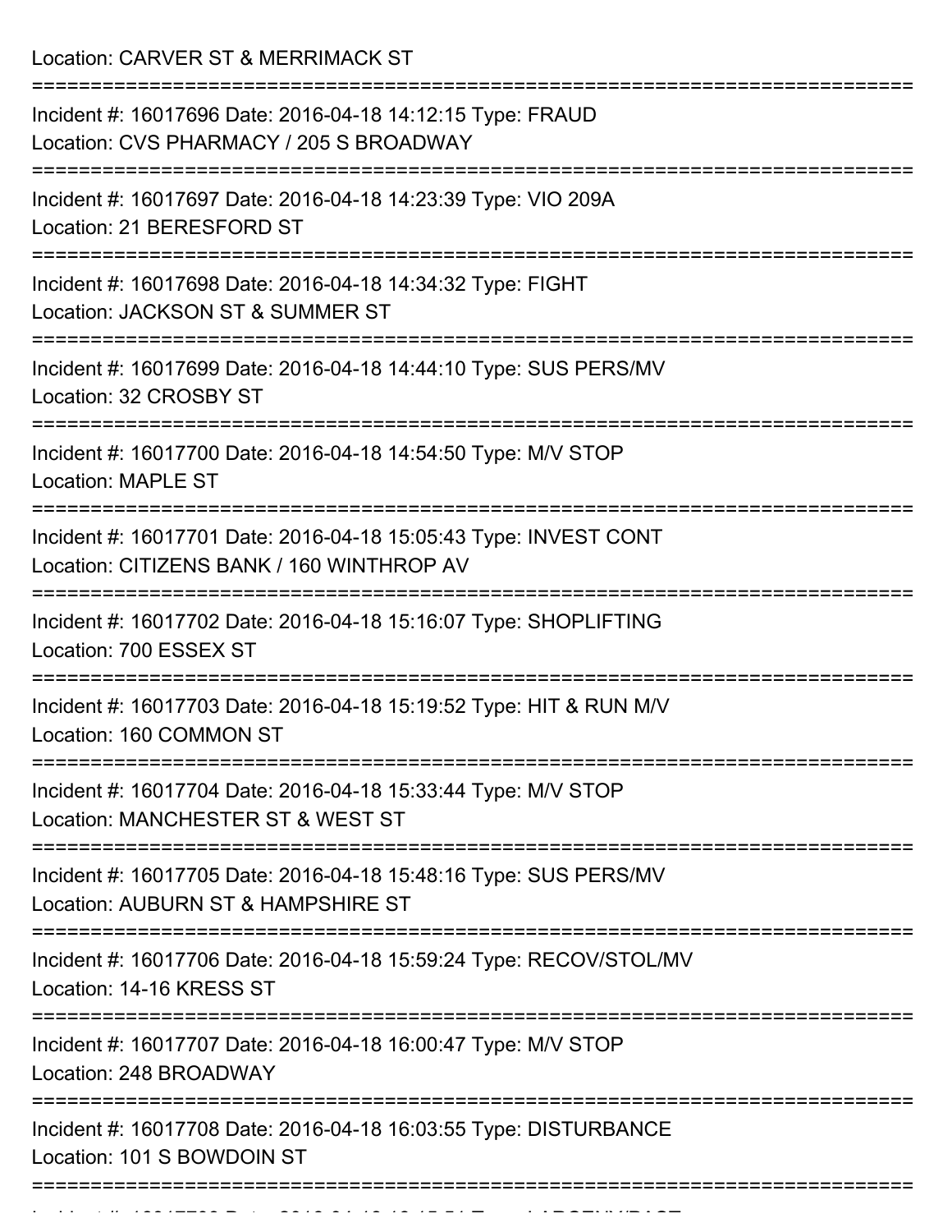Location: CARVER ST & MERRIMACK ST

===========================================================================

Incident #: 16017696 Date: 2016-04-18 14:12:15 Type: FRAUD
Location: CVS PHARMACY / 205 S BROADWAY

===========================================================================

Incident #: 16017697 Date: 2016-04-18 14:23:39 Type: VIO 209A
Location: 21 BERESFORD ST

===========================================================================

Incident #: 16017698 Date: 2016-04-18 14:34:32 Type: FIGHT
Location: JACKSON ST & SUMMER ST

===========================================================================

Incident #: 16017699 Date: 2016-04-18 14:44:10 Type: SUS PERS/MV
Location: 32 CROSBY ST

===========================================================================

Incident #: 16017700 Date: 2016-04-18 14:54:50 Type: M/V STOP
Location: MAPLE ST

===========================================================================

Incident #: 16017701 Date: 2016-04-18 15:05:43 Type: INVEST CONT
Location: CITIZENS BANK / 160 WINTHROP AV

===========================================================================

Incident #: 16017702 Date: 2016-04-18 15:16:07 Type: SHOPLIFTING
Location: 700 ESSEX ST

===========================================================================

Incident #: 16017703 Date: 2016-04-18 15:19:52 Type: HIT & RUN M/V
Location: 160 COMMON ST

===========================================================================

Incident #: 16017704 Date: 2016-04-18 15:33:44 Type: M/V STOP
Location: MANCHESTER ST & WEST ST

===========================================================================

Incident #: 16017705 Date: 2016-04-18 15:48:16 Type: SUS PERS/MV
Location: AUBURN ST & HAMPSHIRE ST

===========================================================================

Incident #: 16017706 Date: 2016-04-18 15:59:24 Type: RECOV/STOL/MV
Location: 14-16 KRESS ST

===========================================================================

Incident #: 16017707 Date: 2016-04-18 16:00:47 Type: M/V STOP
Location: 248 BROADWAY

===========================================================================

Incident #: 16017708 Date: 2016-04-18 16:03:55 Type: DISTURBANCE
Location: 101 S BOWDOIN ST

===========================================================================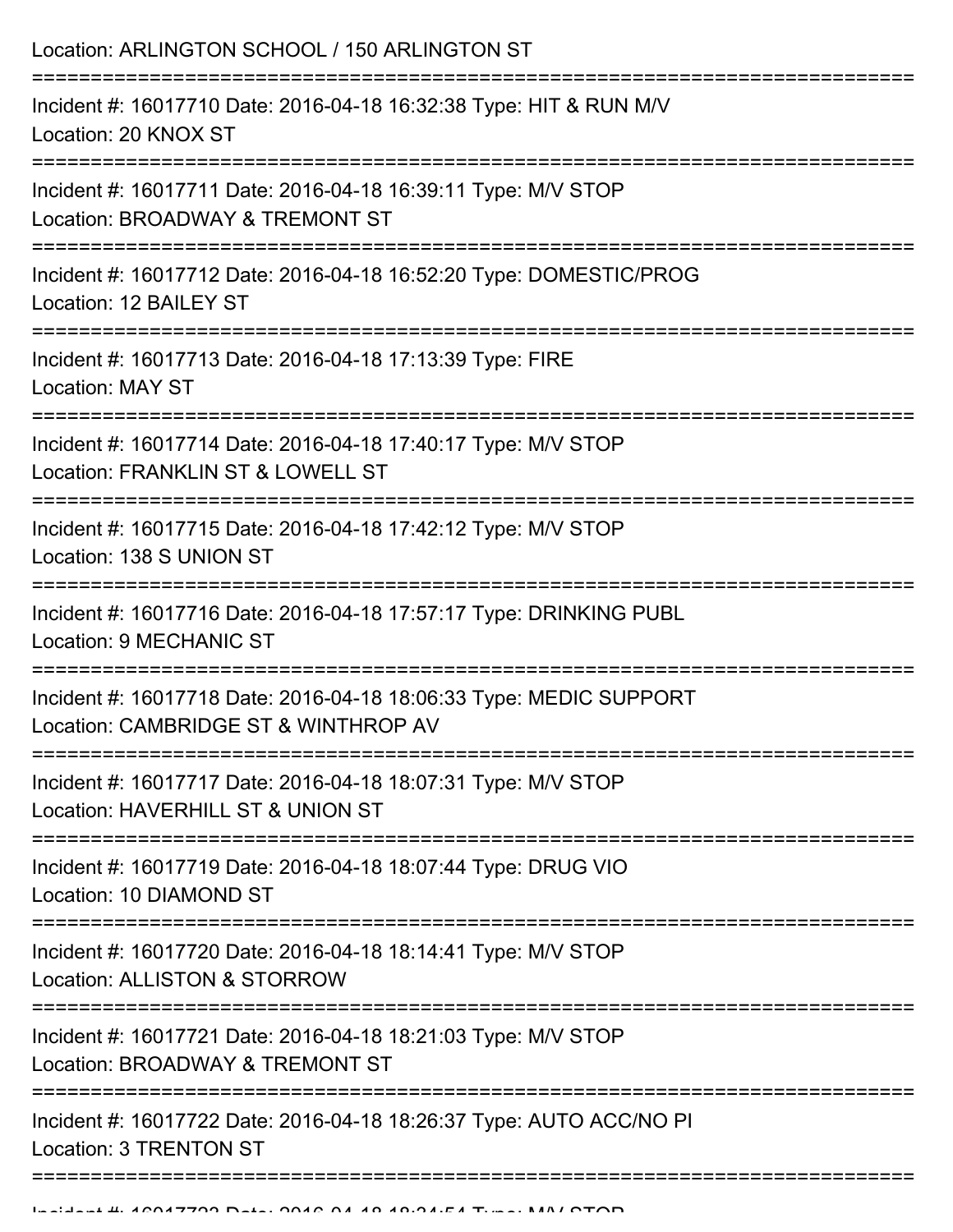Location: ARLINGTON SCHOOL / 150 ARLINGTON ST

===========================================================================

Incident #: 16017710 Date: 2016-04-18 16:32:38 Type: HIT & RUN M/V
Location: 20 KNOX ST

===========================================================================

Incident #: 16017711 Date: 2016-04-18 16:39:11 Type: M/V STOP
Location: BROADWAY & TREMONT ST

===========================================================================

Incident #: 16017712 Date: 2016-04-18 16:52:20 Type: DOMESTIC/PROG
Location: 12 BAILEY ST

===========================================================================

Incident #: 16017713 Date: 2016-04-18 17:13:39 Type: FIRE
Location: MAY ST

===========================================================================

Incident #: 16017714 Date: 2016-04-18 17:40:17 Type: M/V STOP
Location: FRANKLIN ST & LOWELL ST

===========================================================================

Incident #: 16017715 Date: 2016-04-18 17:42:12 Type: M/V STOP
Location: 138 S UNION ST

===========================================================================

Incident #: 16017716 Date: 2016-04-18 17:57:17 Type: DRINKING PUBL
Location: 9 MECHANIC ST

===========================================================================

Incident #: 16017718 Date: 2016-04-18 18:06:33 Type: MEDIC SUPPORT
Location: CAMBRIDGE ST & WINTHROP AV

===========================================================================

Incident #: 16017717 Date: 2016-04-18 18:07:31 Type: M/V STOP
Location: HAVERHILL ST & UNION ST

===========================================================================

Incident #: 16017719 Date: 2016-04-18 18:07:44 Type: DRUG VIO
Location: 10 DIAMOND ST

===========================================================================

Incident #: 16017720 Date: 2016-04-18 18:14:41 Type: M/V STOP
Location: ALLISTON & STORROW

===========================================================================

Incident #: 16017721 Date: 2016-04-18 18:21:03 Type: M/V STOP
Location: BROADWAY & TREMONT ST

===========================================================================

Incident #: 16017722 Date: 2016-04-18 18:26:37 Type: AUTO ACC/NO PI
Location: 3 TRENTON ST

===========================================================================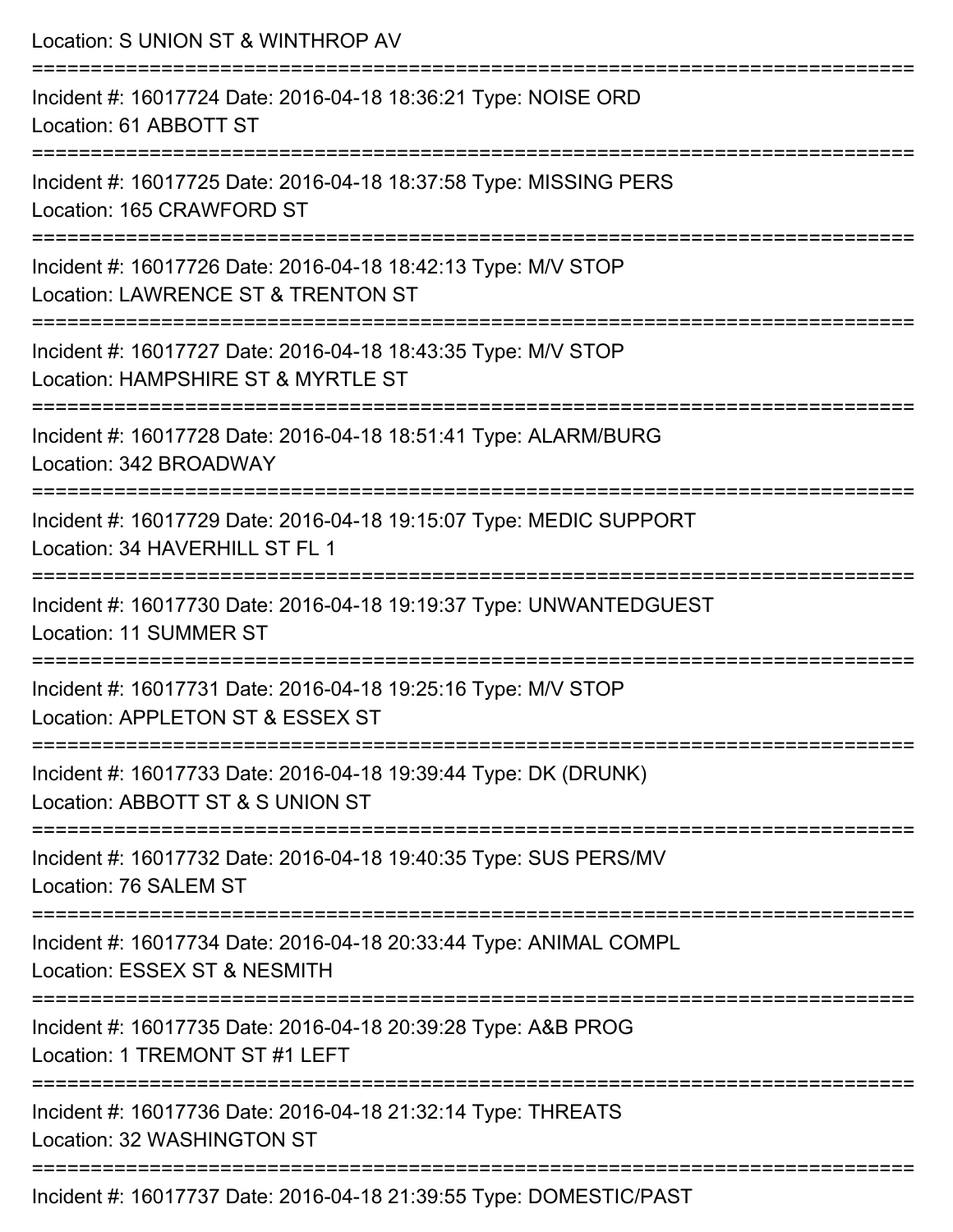Location: S UNION ST & WINTHROP AV

===========================================================================

Incident #: 16017724 Date: 2016-04-18 18:36:21 Type: NOISE ORD
Location: 61 ABBOTT ST

===========================================================================

Incident #: 16017725 Date: 2016-04-18 18:37:58 Type: MISSING PERS
Location: 165 CRAWFORD ST

===========================================================================

Incident #: 16017726 Date: 2016-04-18 18:42:13 Type: M/V STOP
Location: LAWRENCE ST & TRENTON ST

===========================================================================

Incident #: 16017727 Date: 2016-04-18 18:43:35 Type: M/V STOP
Location: HAMPSHIRE ST & MYRTLE ST

===========================================================================

Incident #: 16017728 Date: 2016-04-18 18:51:41 Type: ALARM/BURG
Location: 342 BROADWAY

===========================================================================

Incident #: 16017729 Date: 2016-04-18 19:15:07 Type: MEDIC SUPPORT
Location: 34 HAVERHILL ST FL 1

===========================================================================

Incident #: 16017730 Date: 2016-04-18 19:19:37 Type: UNWANTEDGUEST
Location: 11 SUMMER ST

===========================================================================

Incident #: 16017731 Date: 2016-04-18 19:25:16 Type: M/V STOP
Location: APPLETON ST & ESSEX ST

===========================================================================

Incident #: 16017733 Date: 2016-04-18 19:39:44 Type: DK (DRUNK)
Location: ABBOTT ST & S UNION ST

===========================================================================

Incident #: 16017732 Date: 2016-04-18 19:40:35 Type: SUS PERS/MV
Location: 76 SALEM ST

===========================================================================

Incident #: 16017734 Date: 2016-04-18 20:33:44 Type: ANIMAL COMPL
Location: ESSEX ST & NESMITH

===========================================================================

Incident #: 16017735 Date: 2016-04-18 20:39:28 Type: A&B PROG
Location: 1 TREMONT ST #1 LEFT

===========================================================================

Incident #: 16017736 Date: 2016-04-18 21:32:14 Type: THREATS
Location: 32 WASHINGTON ST

===========================================================================

Incident #: 16017737 Date: 2016-04-18 21:39:55 Type: DOMESTIC/PAST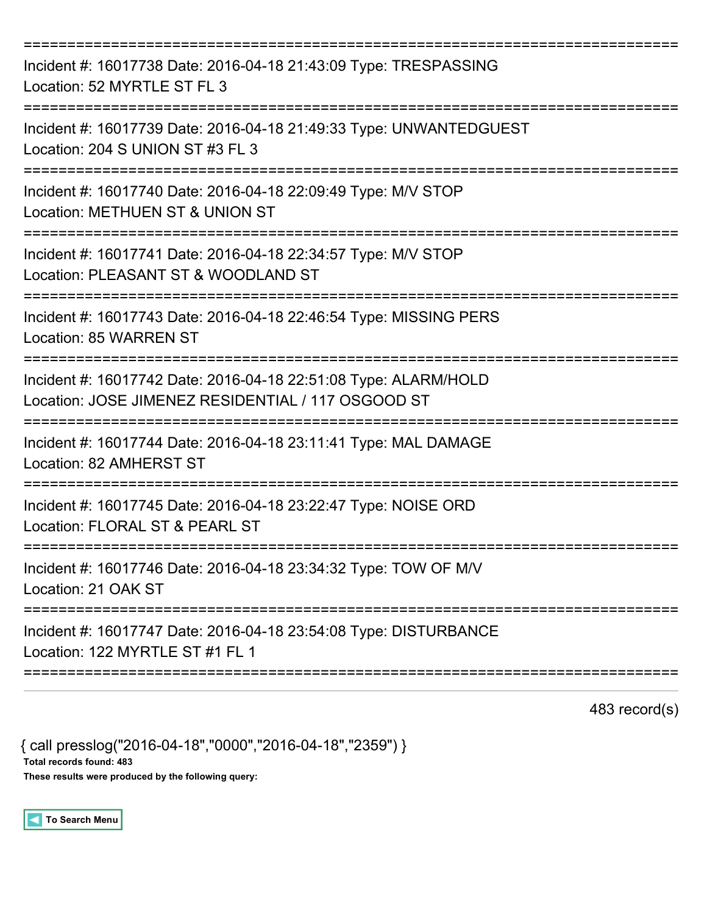===========================================================================

Incident #: 16017738 Date: 2016-04-18 21:43:09 Type: TRESPASSING
Location: 52 MYRTLE ST FL 3

===========================================================================

Incident #: 16017739 Date: 2016-04-18 21:49:33 Type: UNWANTEDGUEST
Location: 204 S UNION ST #3 FL 3

===========================================================================

Incident #: 16017740 Date: 2016-04-18 22:09:49 Type: M/V STOP
Location: METHUEN ST & UNION ST

===========================================================================

Incident #: 16017741 Date: 2016-04-18 22:34:57 Type: M/V STOP
Location: PLEASANT ST & WOODLAND ST

===========================================================================

Incident #: 16017743 Date: 2016-04-18 22:46:54 Type: MISSING PERS
Location: 85 WARREN ST

===========================================================================

Incident #: 16017742 Date: 2016-04-18 22:51:08 Type: ALARM/HOLD
Location: JOSE JIMENEZ RESIDENTIAL / 117 OSGOOD ST

===========================================================================

Incident #: 16017744 Date: 2016-04-18 23:11:41 Type: MAL DAMAGE
Location: 82 AMHERST ST

===========================================================================

Incident #: 16017745 Date: 2016-04-18 23:22:47 Type: NOISE ORD
Location: FLORAL ST & PEARL ST

===========================================================================

Incident #: 16017746 Date: 2016-04-18 23:34:32 Type: TOW OF M/V
Location: 21 OAK ST

===========================================================================

Incident #: 16017747 Date: 2016-04-18 23:54:08 Type: DISTURBANCE
Location: 122 MYRTLE ST #1 FL 1

===========================================================================

483 record(s)

{ call presslog("2016-04-18","0000","2016-04-18","2359") }

**Total records found: 483**

**These results were produced by the following query:**

To Search Menu